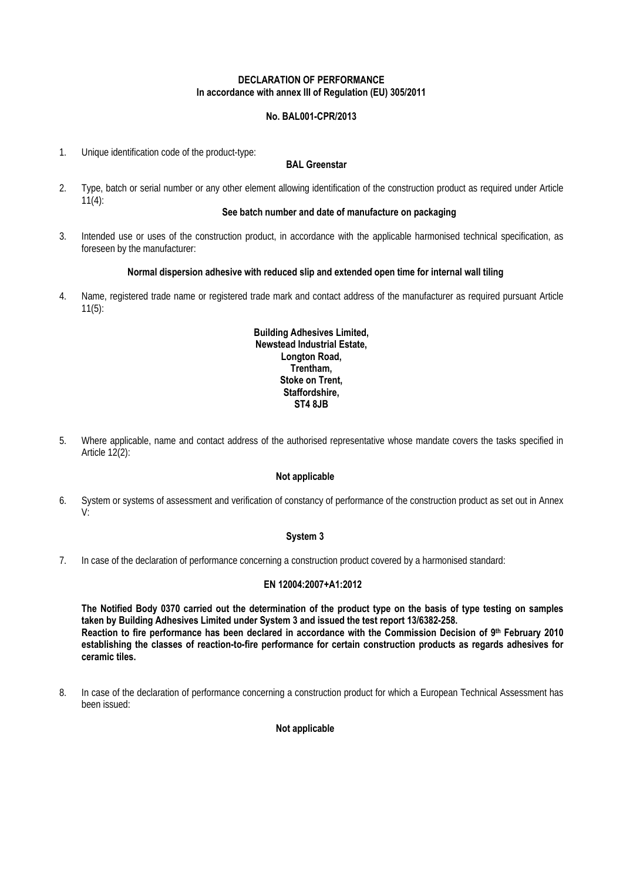# DECLARATION OF PERFORMANCE

**In accordance with annex III of Regulation (EU) 305/2011**

**No. BAL001-CPR/2013**

1. Unique identification code of the product-type:

   **BAL Greenstar**

2. Type, batch or serial number or any other element allowing identification of the construction product as required under Article 11(4):

   **See batch number and date of manufacture on packaging**

3. Intended use or uses of the construction product, in accordance with the applicable harmonised technical specification, as foreseen by the manufacturer:

   **Normal dispersion adhesive with reduced slip and extended open time for internal wall tiling**

4. Name, registered trade name or registered trade mark and contact address of the manufacturer as required pursuant Article 11(5):

   **Building Adhesives Limited,**
   **Newstead Industrial Estate,**
   **Longton Road,**
   **Trentham,**
   **Stoke on Trent,**
   **Staffordshire,**
   **ST4 8JB**

5. Where applicable, name and contact address of the authorised representative whose mandate covers the tasks specified in Article 12(2):

   **Not applicable**

6. System or systems of assessment and verification of constancy of performance of the construction product as set out in Annex V:

   **System 3**

7. In case of the declaration of performance concerning a construction product covered by a harmonised standard:

   **EN 12004:2007+A1:2012**

   **The Notified Body 0370 carried out the determination of the product type on the basis of type testing on samples taken by Building Adhesives Limited under System 3 and issued the test report 13/6382-258.**
   **Reaction to fire performance has been declared in accordance with the Commission Decision of 9th February 2010 establishing the classes of reaction-to-fire performance for certain construction products as regards adhesives for ceramic tiles.**

8. In case of the declaration of performance concerning a construction product for which a European Technical Assessment has been issued:

   **Not applicable**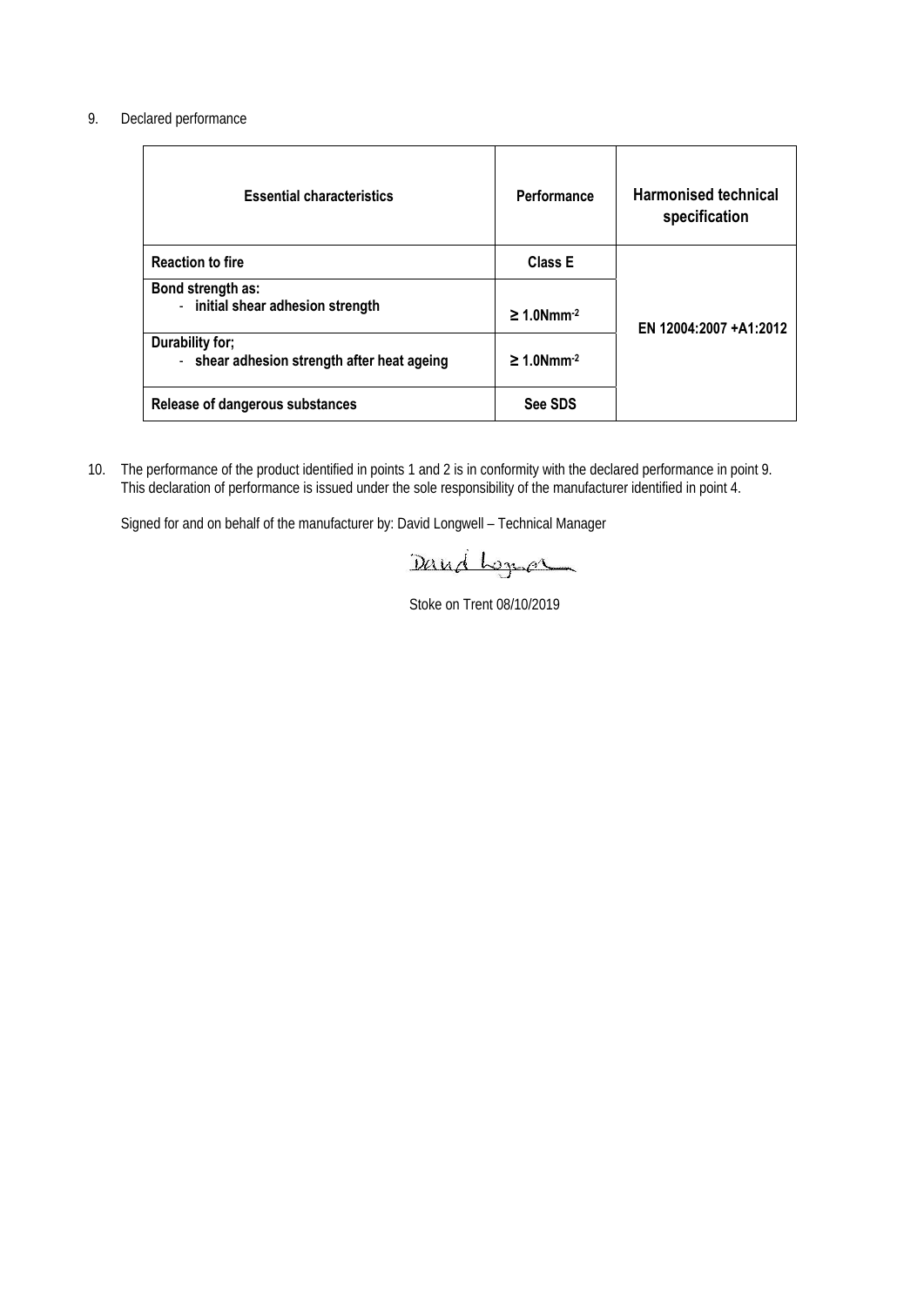9. Declared performance

| Essential characteristics | Performance | Harmonised technical specification |
|---|---|---|
| **Reaction to fire** | **Class E** | **EN 12004:2007 +A1:2012** |
| **Bond strength as:**<br>- **initial shear adhesion strength** | **≥ 1.0Nmm$^{-2}$** | |
| **Durability for;**<br>- **shear adhesion strength after heat ageing** | **≥ 1.0Nmm$^{-2}$** | |
| **Release of dangerous substances** | **See SDS** | |

10. The performance of the product identified in points 1 and 2 is in conformity with the declared performance in point 9. This declaration of performance is issued under the sole responsibility of the manufacturer identified in point 4.

Signed for and on behalf of the manufacturer by: David Longwell – Technical Manager

David Longwell

Stoke on Trent 08/10/2019